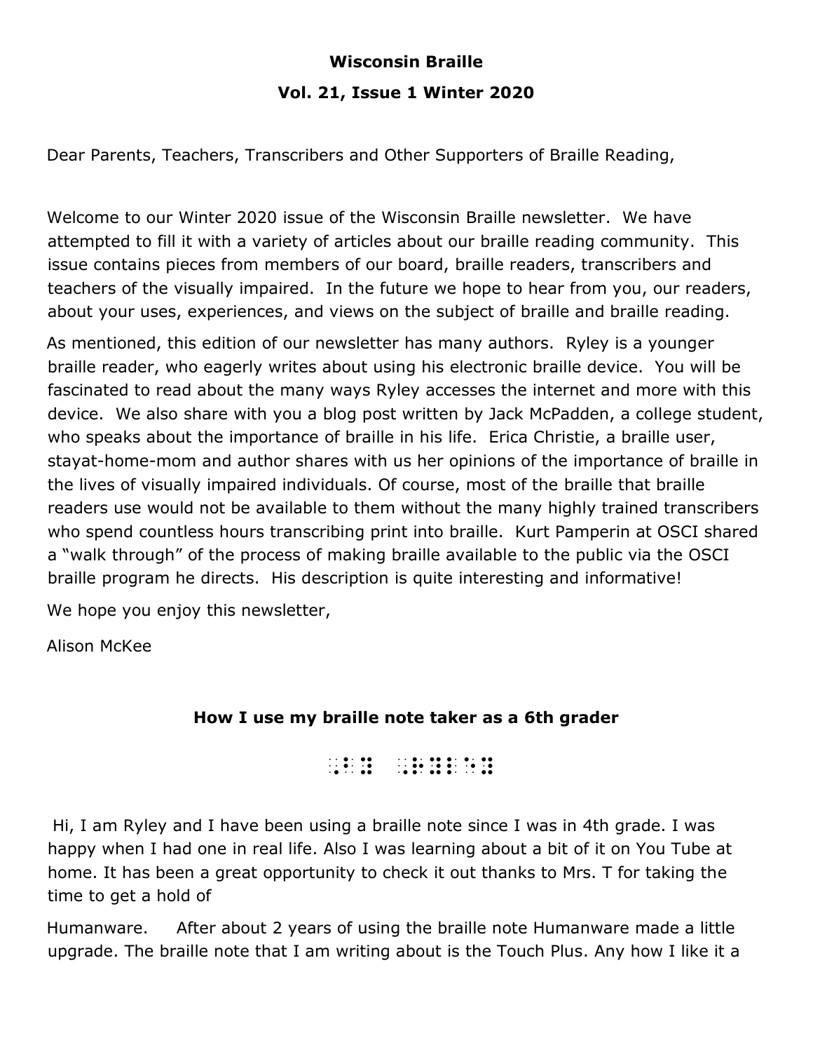**Wisconsin Braille**

**Vol. 21, Issue 1 Winter 2020**

Dear Parents, Teachers, Transcribers and Other Supporters of Braille Reading,

Welcome to our Winter 2020 issue of the Wisconsin Braille newsletter. We have attempted to fill it with a variety of articles about our braille reading community. This issue contains pieces from members of our board, braille readers, transcribers and teachers of the visually impaired. In the future we hope to hear from you, our readers, about your uses, experiences, and views on the subject of braille and braille reading.

As mentioned, this edition of our newsletter has many authors. Ryley is a younger braille reader, who eagerly writes about using his electronic braille device. You will be fascinated to read about the many ways Ryley accesses the internet and more with this device. We also share with you a blog post written by Jack McPadden, a college student, who speaks about the importance of braille in his life. Erica Christie, a braille user, stayat-home-mom and author shares with us her opinions of the importance of braille in the lives of visually impaired individuals. Of course, most of the braille that braille readers use would not be available to them without the many highly trained transcribers who spend countless hours transcribing print into braille. Kurt Pamperin at OSCI shared a "walk through" of the process of making braille available to the public via the OSCI braille program he directs. His description is quite interesting and informative!

We hope you enjoy this newsletter,

Alison McKee

## How I use my braille note taker as a 6th grader

⠠⠃⠽ ⠠⠗⠽⠇⠑⠽

Hi, I am Ryley and I have been using a braille note since I was in 4th grade. I was happy when I had one in real life. Also I was learning about a bit of it on You Tube at home. It has been a great opportunity to check it out thanks to Mrs. T for taking the time to get a hold of

Humanware. After about 2 years of using the braille note Humanware made a little upgrade. The braille note that I am writing about is the Touch Plus. Any how I like it a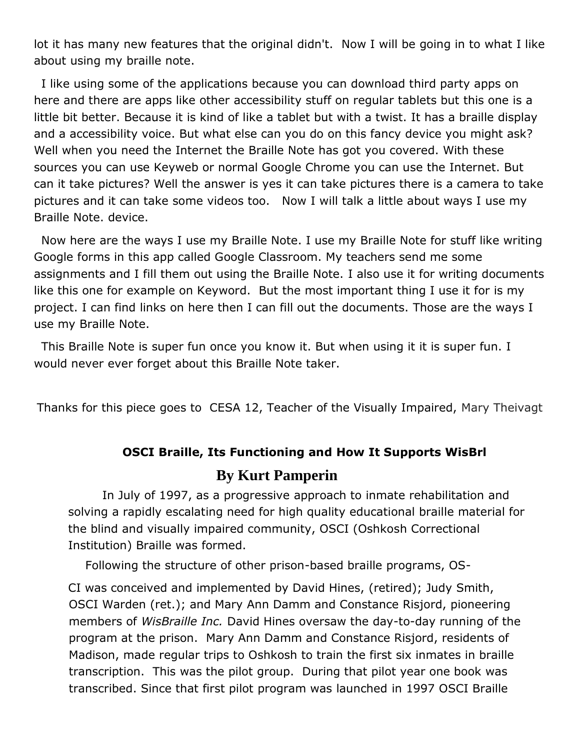lot it has many new features that the original didn't.  Now I will be going in to what I like about using my braille note.

I like using some of the applications because you can download third party apps on here and there are apps like other accessibility stuff on regular tablets but this one is a little bit better. Because it is kind of like a tablet but with a twist. It has a braille display and a accessibility voice. But what else can you do on this fancy device you might ask? Well when you need the Internet the Braille Note has got you covered. With these sources you can use Keyweb or normal Google Chrome you can use the Internet. But can it take pictures? Well the answer is yes it can take pictures there is a camera to take pictures and it can take some videos too.   Now I will talk a little about ways I use my Braille Note. device.

Now here are the ways I use my Braille Note. I use my Braille Note for stuff like writing Google forms in this app called Google Classroom. My teachers send me some assignments and I fill them out using the Braille Note. I also use it for writing documents like this one for example on Keyword.  But the most important thing I use it for is my project. I can find links on here then I can fill out the documents. Those are the ways I use my Braille Note.

This Braille Note is super fun once you know it. But when using it it is super fun. I would never ever forget about this Braille Note taker.

Thanks for this piece goes to  CESA 12, Teacher of the Visually Impaired, Mary Theivagt

### OSCI Braille, Its Functioning and How It Supports WisBrl

**By Kurt Pamperin**

In July of 1997, as a progressive approach to inmate rehabilitation and solving a rapidly escalating need for high quality educational braille material for the blind and visually impaired community, OSCI (Oshkosh Correctional Institution) Braille was formed.

Following the structure of other prison-based braille programs, OSCI was conceived and implemented by David Hines, (retired); Judy Smith, OSCI Warden (ret.); and Mary Ann Damm and Constance Risjord, pioneering members of *WisBraille Inc.* David Hines oversaw the day-to-day running of the program at the prison.  Mary Ann Damm and Constance Risjord, residents of Madison, made regular trips to Oshkosh to train the first six inmates in braille transcription.  This was the pilot group.  During that pilot year one book was transcribed. Since that first pilot program was launched in 1997 OSCI Braille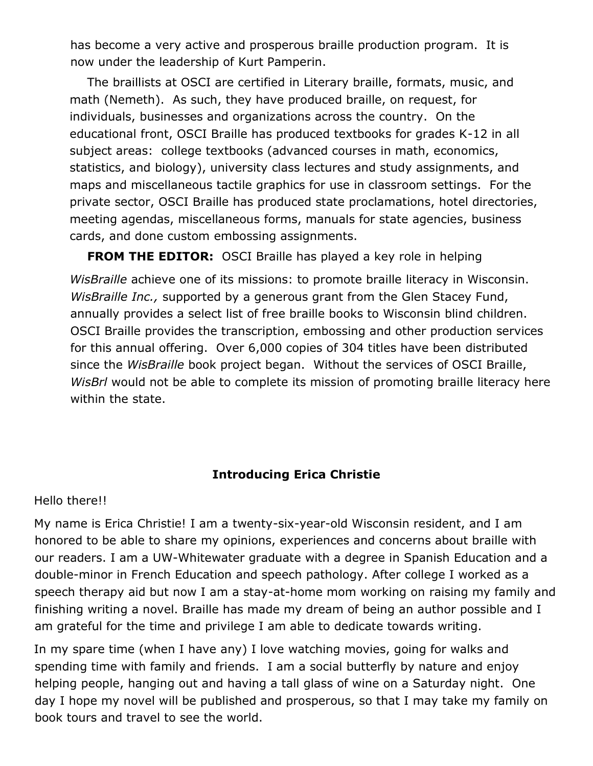has become a very active and prosperous braille production program. It is now under the leadership of Kurt Pamperin.

The braillists at OSCI are certified in Literary braille, formats, music, and math (Nemeth). As such, they have produced braille, on request, for individuals, businesses and organizations across the country. On the educational front, OSCI Braille has produced textbooks for grades K-12 in all subject areas: college textbooks (advanced courses in math, economics, statistics, and biology), university class lectures and study assignments, and maps and miscellaneous tactile graphics for use in classroom settings. For the private sector, OSCI Braille has produced state proclamations, hotel directories, meeting agendas, miscellaneous forms, manuals for state agencies, business cards, and done custom embossing assignments.

**FROM THE EDITOR:** OSCI Braille has played a key role in helping *WisBraille* achieve one of its missions: to promote braille literacy in Wisconsin. *WisBraille Inc.,* supported by a generous grant from the Glen Stacey Fund, annually provides a select list of free braille books to Wisconsin blind children. OSCI Braille provides the transcription, embossing and other production services for this annual offering. Over 6,000 copies of 304 titles have been distributed since the *WisBraille* book project began. Without the services of OSCI Braille, *WisBrl* would not be able to complete its mission of promoting braille literacy here within the state.

## Introducing Erica Christie

Hello there!!

My name is Erica Christie! I am a twenty-six-year-old Wisconsin resident, and I am honored to be able to share my opinions, experiences and concerns about braille with our readers. I am a UW-Whitewater graduate with a degree in Spanish Education and a double-minor in French Education and speech pathology. After college I worked as a speech therapy aid but now I am a stay-at-home mom working on raising my family and finishing writing a novel. Braille has made my dream of being an author possible and I am grateful for the time and privilege I am able to dedicate towards writing.

In my spare time (when I have any) I love watching movies, going for walks and spending time with family and friends. I am a social butterfly by nature and enjoy helping people, hanging out and having a tall glass of wine on a Saturday night. One day I hope my novel will be published and prosperous, so that I may take my family on book tours and travel to see the world.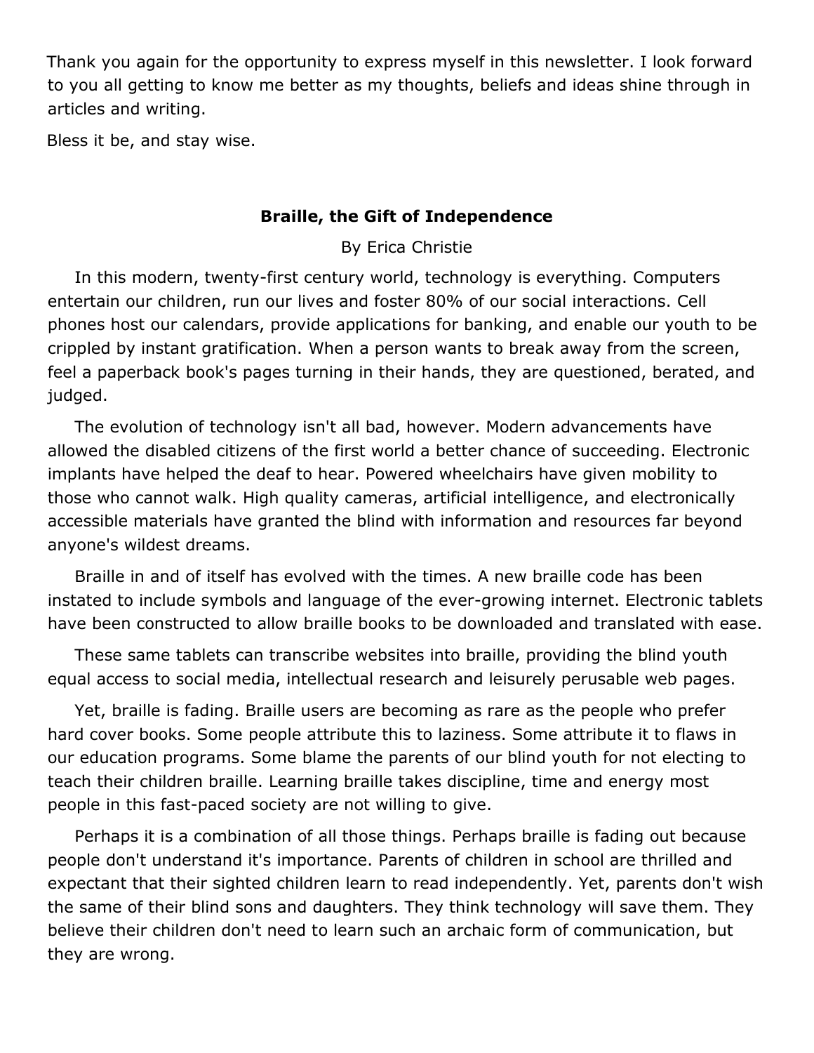Thank you again for the opportunity to express myself in this newsletter. I look forward to you all getting to know me better as my thoughts, beliefs and ideas shine through in articles and writing.

Bless it be, and stay wise.

## Braille, the Gift of Independence

By Erica Christie

In this modern, twenty-first century world, technology is everything. Computers entertain our children, run our lives and foster 80% of our social interactions. Cell phones host our calendars, provide applications for banking, and enable our youth to be crippled by instant gratification. When a person wants to break away from the screen, feel a paperback book's pages turning in their hands, they are questioned, berated, and judged.

The evolution of technology isn't all bad, however. Modern advancements have allowed the disabled citizens of the first world a better chance of succeeding. Electronic implants have helped the deaf to hear. Powered wheelchairs have given mobility to those who cannot walk. High quality cameras, artificial intelligence, and electronically accessible materials have granted the blind with information and resources far beyond anyone's wildest dreams.

Braille in and of itself has evolved with the times. A new braille code has been instated to include symbols and language of the ever-growing internet. Electronic tablets have been constructed to allow braille books to be downloaded and translated with ease.

These same tablets can transcribe websites into braille, providing the blind youth equal access to social media, intellectual research and leisurely perusable web pages.

Yet, braille is fading. Braille users are becoming as rare as the people who prefer hard cover books. Some people attribute this to laziness. Some attribute it to flaws in our education programs. Some blame the parents of our blind youth for not electing to teach their children braille. Learning braille takes discipline, time and energy most people in this fast-paced society are not willing to give.

Perhaps it is a combination of all those things. Perhaps braille is fading out because people don't understand it's importance. Parents of children in school are thrilled and expectant that their sighted children learn to read independently. Yet, parents don't wish the same of their blind sons and daughters. They think technology will save them. They believe their children don't need to learn such an archaic form of communication, but they are wrong.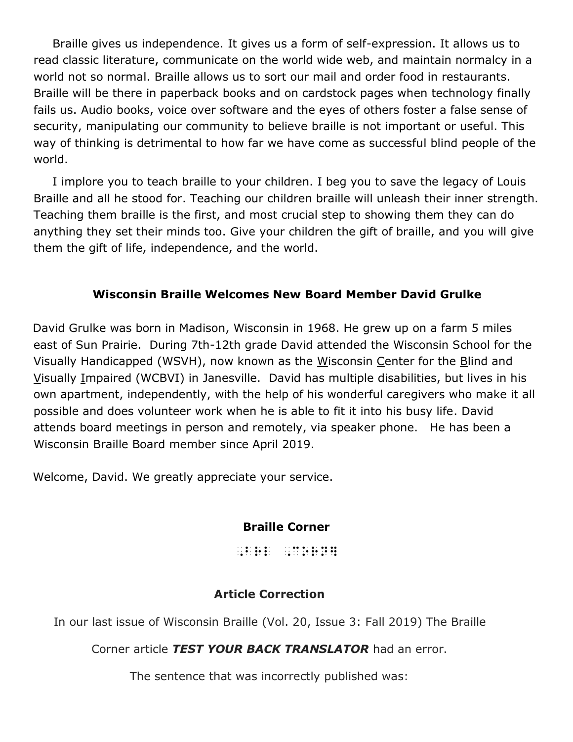Braille gives us independence. It gives us a form of self-expression. It allows us to read classic literature, communicate on the world wide web, and maintain normalcy in a world not so normal. Braille allows us to sort our mail and order food in restaurants. Braille will be there in paperback books and on cardstock pages when technology finally fails us. Audio books, voice over software and the eyes of others foster a false sense of security, manipulating our community to believe braille is not important or useful. This way of thinking is detrimental to how far we have come as successful blind people of the world.

I implore you to teach braille to your children. I beg you to save the legacy of Louis Braille and all he stood for. Teaching our children braille will unleash their inner strength. Teaching them braille is the first, and most crucial step to showing them they can do anything they set their minds too. Give your children the gift of braille, and you will give them the gift of life, independence, and the world.

## Wisconsin Braille Welcomes New Board Member David Grulke

David Grulke was born in Madison, Wisconsin in 1968. He grew up on a farm 5 miles east of Sun Prairie. During 7th-12th grade David attended the Wisconsin School for the Visually Handicapped (WSVH), now known as the Wisconsin Center for the Blind and Visually Impaired (WCBVI) in Janesville. David has multiple disabilities, but lives in his own apartment, independently, with the help of his wonderful caregivers who make it all possible and does volunteer work when he is able to fit it into his busy life. David attends board meetings in person and remotely, via speaker phone. He has been a Wisconsin Braille Board member since April 2019.

Welcome, David. We greatly appreciate your service.

## Braille Corner

⠠⠃⠗⠇ ⠠⠉⠕⠗⠝⠻

## Article Correction

In our last issue of Wisconsin Braille (Vol. 20, Issue 3: Fall 2019) The Braille Corner article ***TEST YOUR BACK TRANSLATOR*** had an error.

The sentence that was incorrectly published was: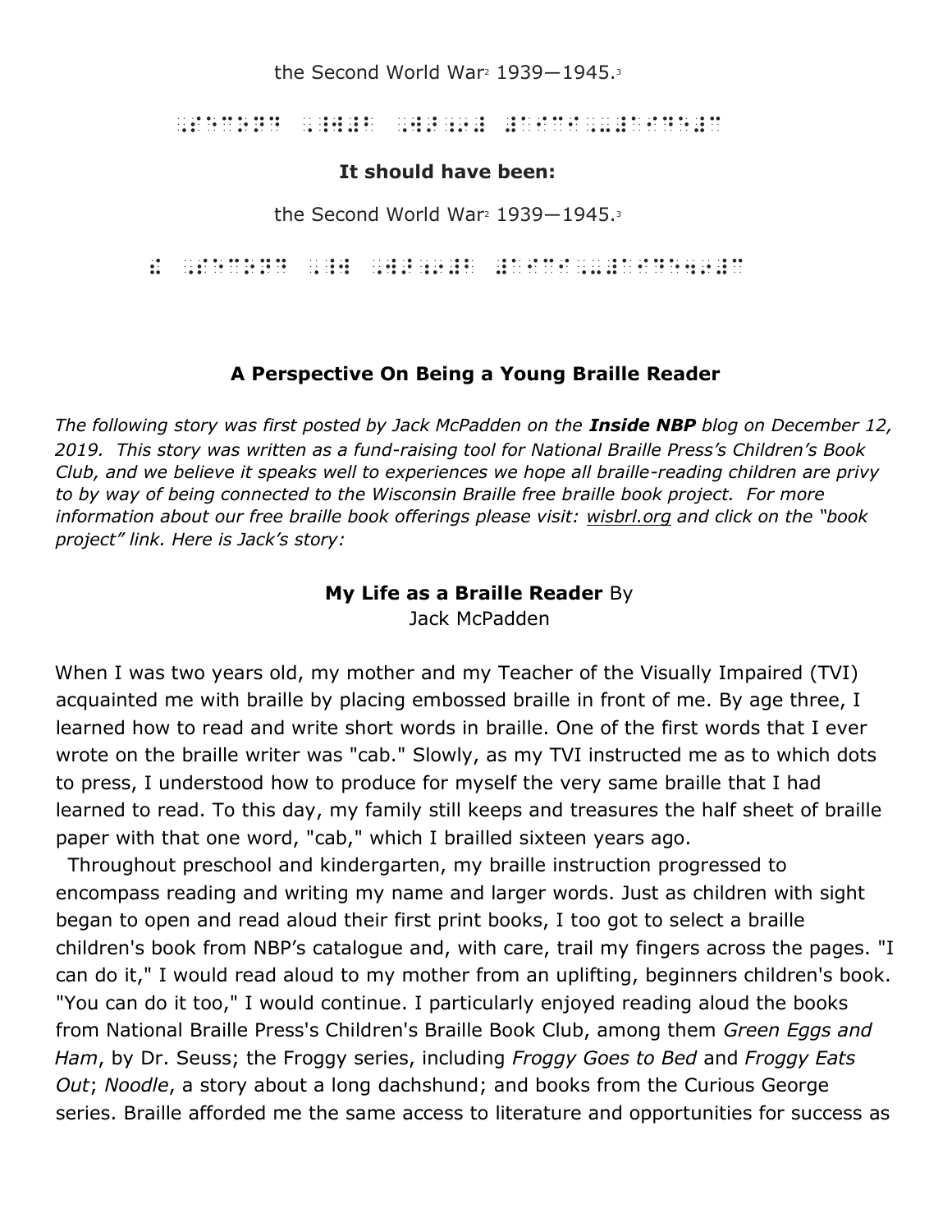the Second World War[2] 1939—1945.[3]

**It should have been:**

the Second World War[2] 1939—1945.[3]

### A Perspective On Being a Young Braille Reader

*The following story was first posted by Jack McPadden on the* ***Inside NBP*** *blog on December 12, 2019. This story was written as a fund-raising tool for National Braille Press's Children's Book Club, and we believe it speaks well to experiences we hope all braille-reading children are privy to by way of being connected to the Wisconsin Braille free braille book project. For more information about our free braille book offerings please visit: wisbrl.org and click on the "book project" link. Here is Jack's story:*

**My Life as a Braille Reader** By
Jack McPadden

When I was two years old, my mother and my Teacher of the Visually Impaired (TVI) acquainted me with braille by placing embossed braille in front of me. By age three, I learned how to read and write short words in braille. One of the first words that I ever wrote on the braille writer was "cab." Slowly, as my TVI instructed me as to which dots to press, I understood how to produce for myself the very same braille that I had learned to read. To this day, my family still keeps and treasures the half sheet of braille paper with that one word, "cab," which I brailled sixteen years ago.

Throughout preschool and kindergarten, my braille instruction progressed to encompass reading and writing my name and larger words. Just as children with sight began to open and read aloud their first print books, I too got to select a braille children's book from NBP's catalogue and, with care, trail my fingers across the pages. "I can do it," I would read aloud to my mother from an uplifting, beginners children's book. "You can do it too," I would continue. I particularly enjoyed reading aloud the books from National Braille Press's Children's Braille Book Club, among them *Green Eggs and Ham*, by Dr. Seuss; the Froggy series, including *Froggy Goes to Bed* and *Froggy Eats Out*; *Noodle*, a story about a long dachshund; and books from the Curious George series. Braille afforded me the same access to literature and opportunities for success as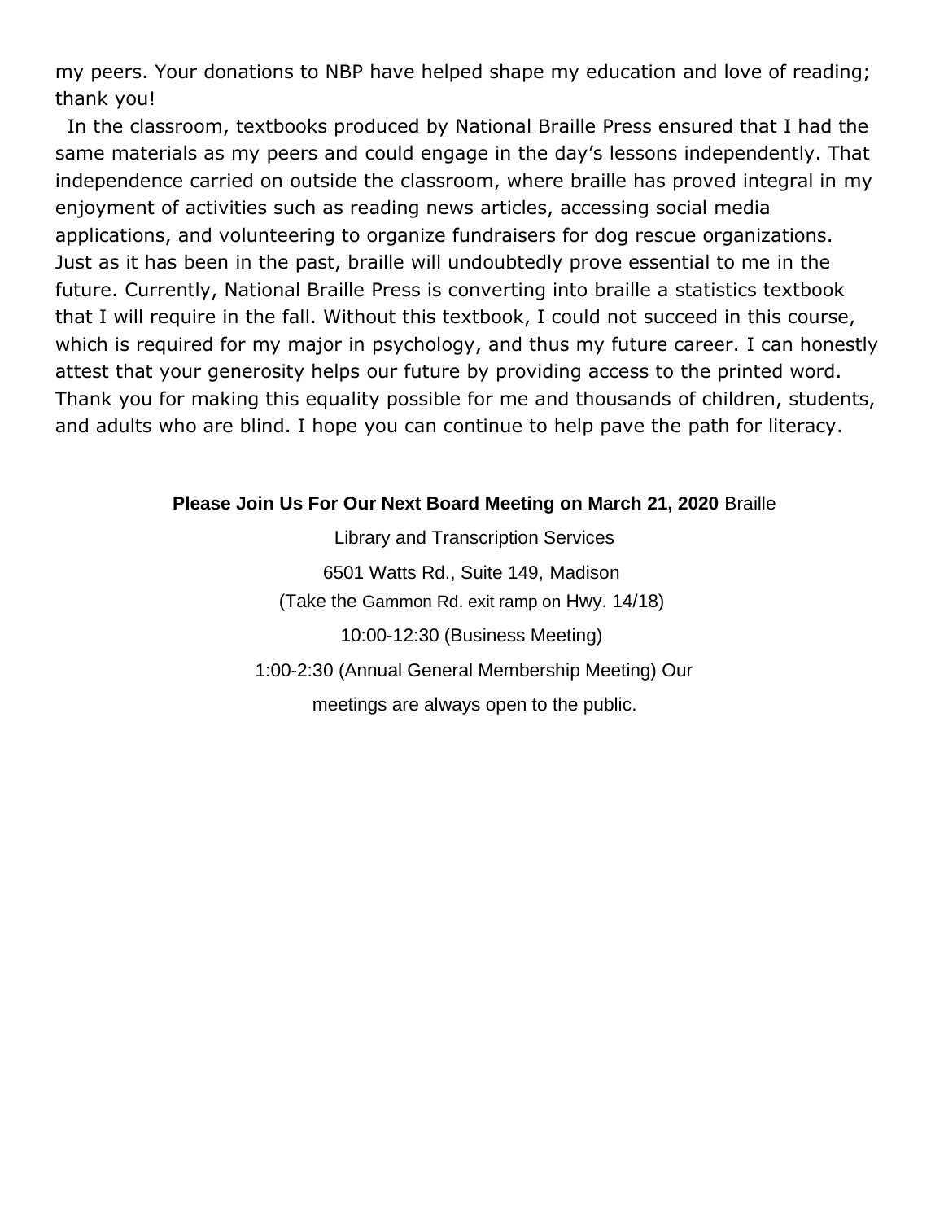my peers. Your donations to NBP have helped shape my education and love of reading; thank you!

In the classroom, textbooks produced by National Braille Press ensured that I had the same materials as my peers and could engage in the day's lessons independently. That independence carried on outside the classroom, where braille has proved integral in my enjoyment of activities such as reading news articles, accessing social media applications, and volunteering to organize fundraisers for dog rescue organizations. Just as it has been in the past, braille will undoubtedly prove essential to me in the future. Currently, National Braille Press is converting into braille a statistics textbook that I will require in the fall. Without this textbook, I could not succeed in this course, which is required for my major in psychology, and thus my future career. I can honestly attest that your generosity helps our future by providing access to the printed word. Thank you for making this equality possible for me and thousands of children, students, and adults who are blind. I hope you can continue to help pave the path for literacy.

**Please Join Us For Our Next Board Meeting on March 21, 2020** Braille Library and Transcription Services

6501 Watts Rd., Suite 149, Madison

(Take the Gammon Rd. exit ramp on Hwy. 14/18)

10:00-12:30 (Business Meeting)

1:00-2:30 (Annual General Membership Meeting) Our meetings are always open to the public.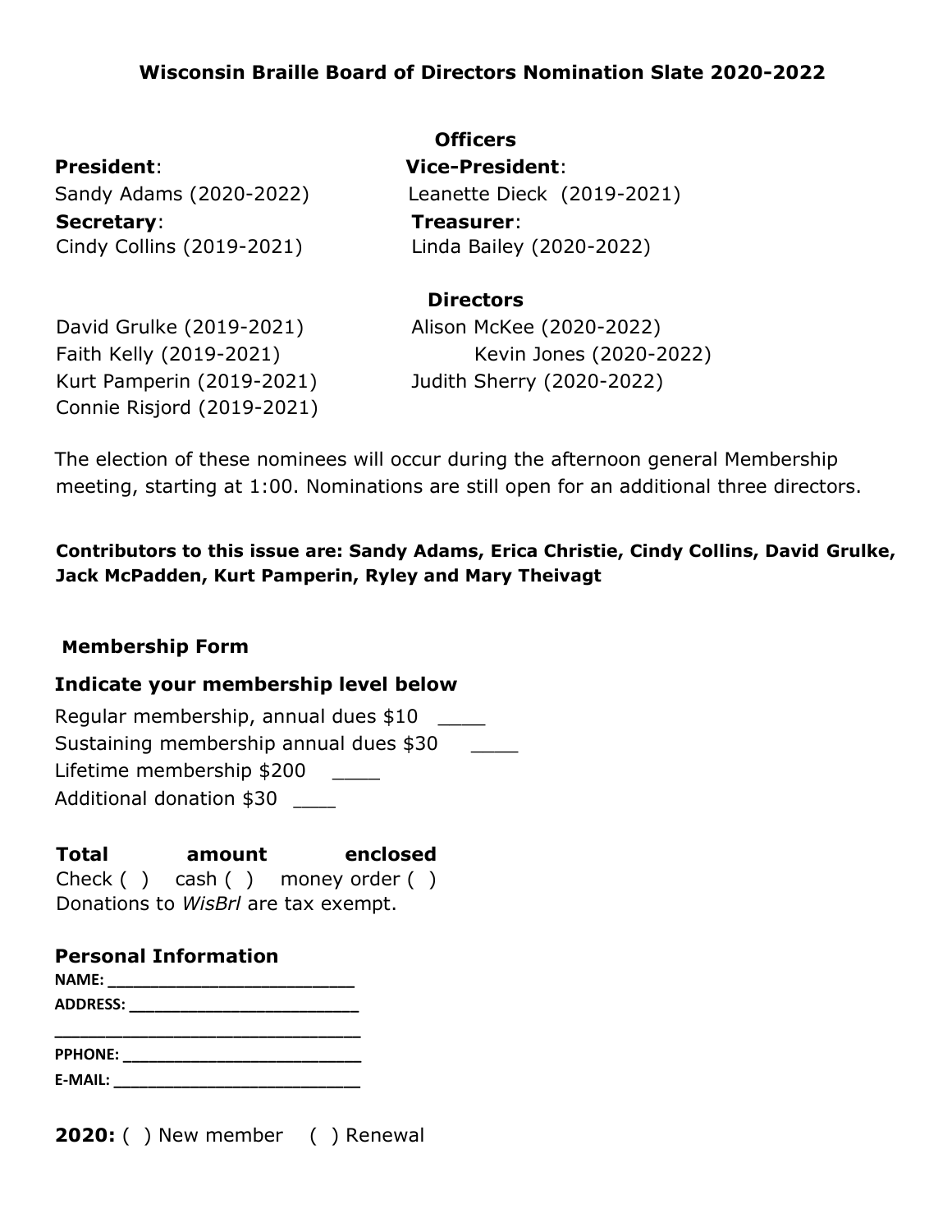## Wisconsin Braille Board of Directors Nomination Slate 2020-2022

### Officers

**President**:
Sandy Adams (2020-2022)

**Vice-President**:
Leanette Dieck (2019-2021)

**Secretary**:
Cindy Collins (2019-2021)

**Treasurer**:
Linda Bailey (2020-2022)

### Directors

David Grulke (2019-2021)
Faith Kelly (2019-2021)
Kurt Pamperin (2019-2021)
Connie Risjord (2019-2021)
Alison McKee (2020-2022)
Kevin Jones (2020-2022)
Judith Sherry (2020-2022)

The election of these nominees will occur during the afternoon general Membership meeting, starting at 1:00. Nominations are still open for an additional three directors.

**Contributors to this issue are: Sandy Adams, Erica Christie, Cindy Collins, David Grulke, Jack McPadden, Kurt Pamperin, Ryley and Mary Theivagt**

### Membership Form

#### Indicate your membership level below

Regular membership, annual dues $10 ____
Sustaining membership annual dues $30 ____
Lifetime membership $200 ____
Additional donation $30 ___

**Total amount enclosed**
Check ( ) cash ( ) money order ( )
Donations to *WisBrl* are tax exempt.

#### Personal Information

**NAME:** ________________________
**ADDRESS:** ________________________
________________________________
**PPHONE:** ________________________
**E-MAIL:** ________________________

**2020:** ( ) New member ( ) Renewal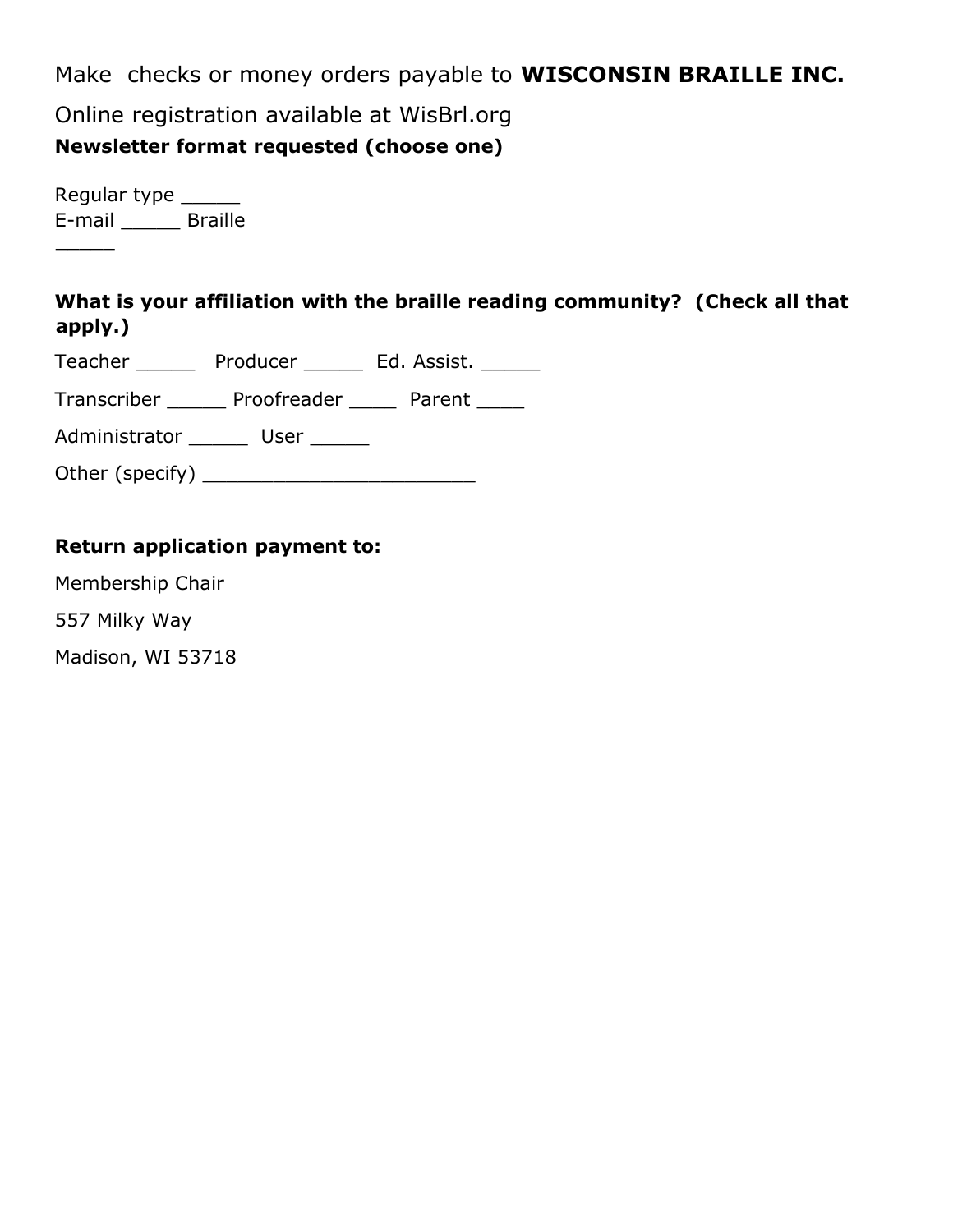Make checks or money orders payable to **WISCONSIN BRAILLE INC.**

Online registration available at WisBrl.org

**Newsletter format requested (choose one)**

Regular type _____
E-mail _____ Braille _____

**What is your affiliation with the braille reading community? (Check all that apply.)**

Teacher _____ Producer _____ Ed. Assist. _____

Transcriber _____ Proofreader ____ Parent ____

Administrator _____ User _____

Other (specify) _______________________

**Return application payment to:**

Membership Chair

557 Milky Way

Madison, WI 53718